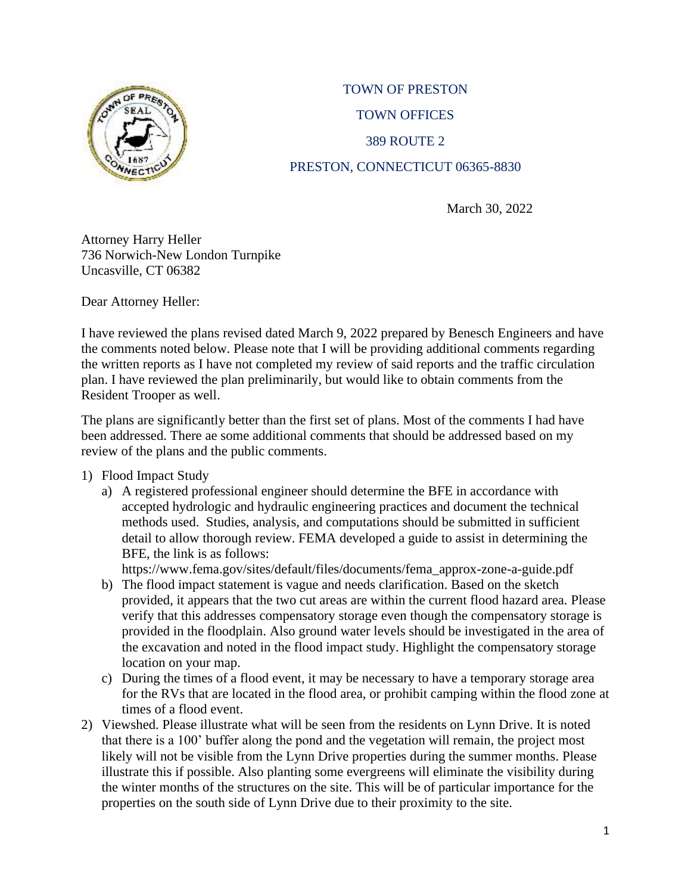TOWN OF PRESTON

TOWN OFFICES

389 ROUTE 2

PRESTON, CONNECTICUT 06365-8830

March 30, 2022

Attorney Harry Heller
736 Norwich-New London Turnpike
Uncasville, CT 06382

Dear Attorney Heller:

I have reviewed the plans revised dated March 9, 2022 prepared by Benesch Engineers and have the comments noted below. Please note that I will be providing additional comments regarding the written reports as I have not completed my review of said reports and the traffic circulation plan. I have reviewed the plan preliminarily, but would like to obtain comments from the Resident Trooper as well.

The plans are significantly better than the first set of plans. Most of the comments I had have been addressed. There ae some additional comments that should be addressed based on my review of the plans and the public comments.

1) Flood Impact Study
   a) A registered professional engineer should determine the BFE in accordance with accepted hydrologic and hydraulic engineering practices and document the technical methods used. Studies, analysis, and computations should be submitted in sufficient detail to allow thorough review. FEMA developed a guide to assist in determining the BFE, the link is as follows: https://www.fema.gov/sites/default/files/documents/fema_approx-zone-a-guide.pdf
   b) The flood impact statement is vague and needs clarification. Based on the sketch provided, it appears that the two cut areas are within the current flood hazard area. Please verify that this addresses compensatory storage even though the compensatory storage is provided in the floodplain. Also ground water levels should be investigated in the area of the excavation and noted in the flood impact study. Highlight the compensatory storage location on your map.
   c) During the times of a flood event, it may be necessary to have a temporary storage area for the RVs that are located in the flood area, or prohibit camping within the flood zone at times of a flood event.
2) Viewshed. Please illustrate what will be seen from the residents on Lynn Drive. It is noted that there is a 100' buffer along the pond and the vegetation will remain, the project most likely will not be visible from the Lynn Drive properties during the summer months. Please illustrate this if possible. Also planting some evergreens will eliminate the visibility during the winter months of the structures on the site. This will be of particular importance for the properties on the south side of Lynn Drive due to their proximity to the site.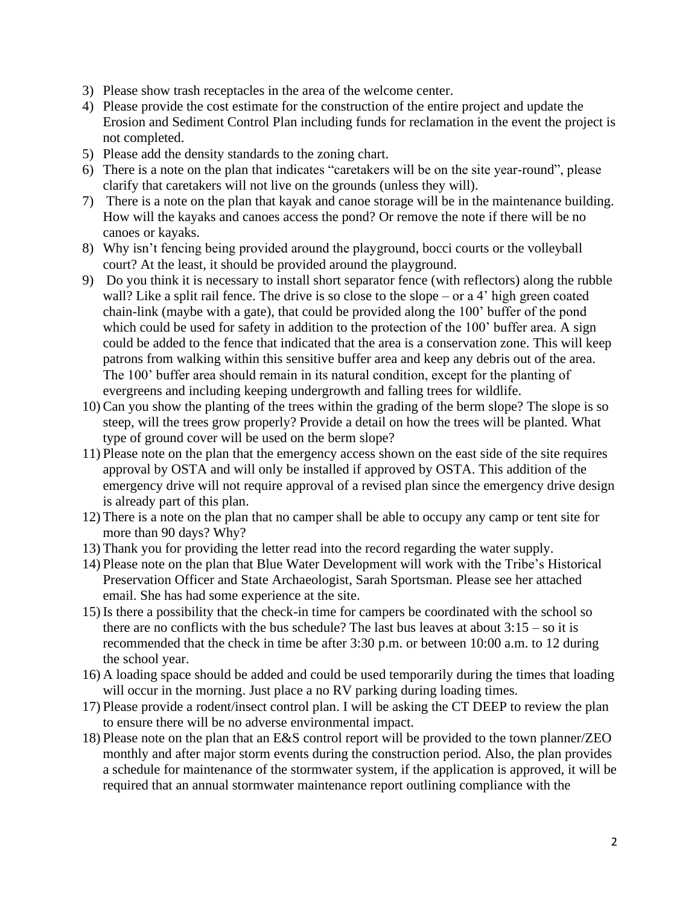3) Please show trash receptacles in the area of the welcome center.
4) Please provide the cost estimate for the construction of the entire project and update the Erosion and Sediment Control Plan including funds for reclamation in the event the project is not completed.
5) Please add the density standards to the zoning chart.
6) There is a note on the plan that indicates "caretakers will be on the site year-round", please clarify that caretakers will not live on the grounds (unless they will).
7) There is a note on the plan that kayak and canoe storage will be in the maintenance building. How will the kayaks and canoes access the pond? Or remove the note if there will be no canoes or kayaks.
8) Why isn't fencing being provided around the playground, bocci courts or the volleyball court? At the least, it should be provided around the playground.
9) Do you think it is necessary to install short separator fence (with reflectors) along the rubble wall? Like a split rail fence. The drive is so close to the slope – or a 4' high green coated chain-link (maybe with a gate), that could be provided along the 100' buffer of the pond which could be used for safety in addition to the protection of the 100' buffer area. A sign could be added to the fence that indicated that the area is a conservation zone. This will keep patrons from walking within this sensitive buffer area and keep any debris out of the area. The 100' buffer area should remain in its natural condition, except for the planting of evergreens and including keeping undergrowth and falling trees for wildlife.
10) Can you show the planting of the trees within the grading of the berm slope? The slope is so steep, will the trees grow properly? Provide a detail on how the trees will be planted. What type of ground cover will be used on the berm slope?
11) Please note on the plan that the emergency access shown on the east side of the site requires approval by OSTA and will only be installed if approved by OSTA. This addition of the emergency drive will not require approval of a revised plan since the emergency drive design is already part of this plan.
12) There is a note on the plan that no camper shall be able to occupy any camp or tent site for more than 90 days? Why?
13) Thank you for providing the letter read into the record regarding the water supply.
14) Please note on the plan that Blue Water Development will work with the Tribe's Historical Preservation Officer and State Archaeologist, Sarah Sportsman. Please see her attached email. She has had some experience at the site.
15) Is there a possibility that the check-in time for campers be coordinated with the school so there are no conflicts with the bus schedule? The last bus leaves at about 3:15 – so it is recommended that the check in time be after 3:30 p.m. or between 10:00 a.m. to 12 during the school year.
16) A loading space should be added and could be used temporarily during the times that loading will occur in the morning. Just place a no RV parking during loading times.
17) Please provide a rodent/insect control plan. I will be asking the CT DEEP to review the plan to ensure there will be no adverse environmental impact.
18) Please note on the plan that an E&S control report will be provided to the town planner/ZEO monthly and after major storm events during the construction period. Also, the plan provides a schedule for maintenance of the stormwater system, if the application is approved, it will be required that an annual stormwater maintenance report outlining compliance with the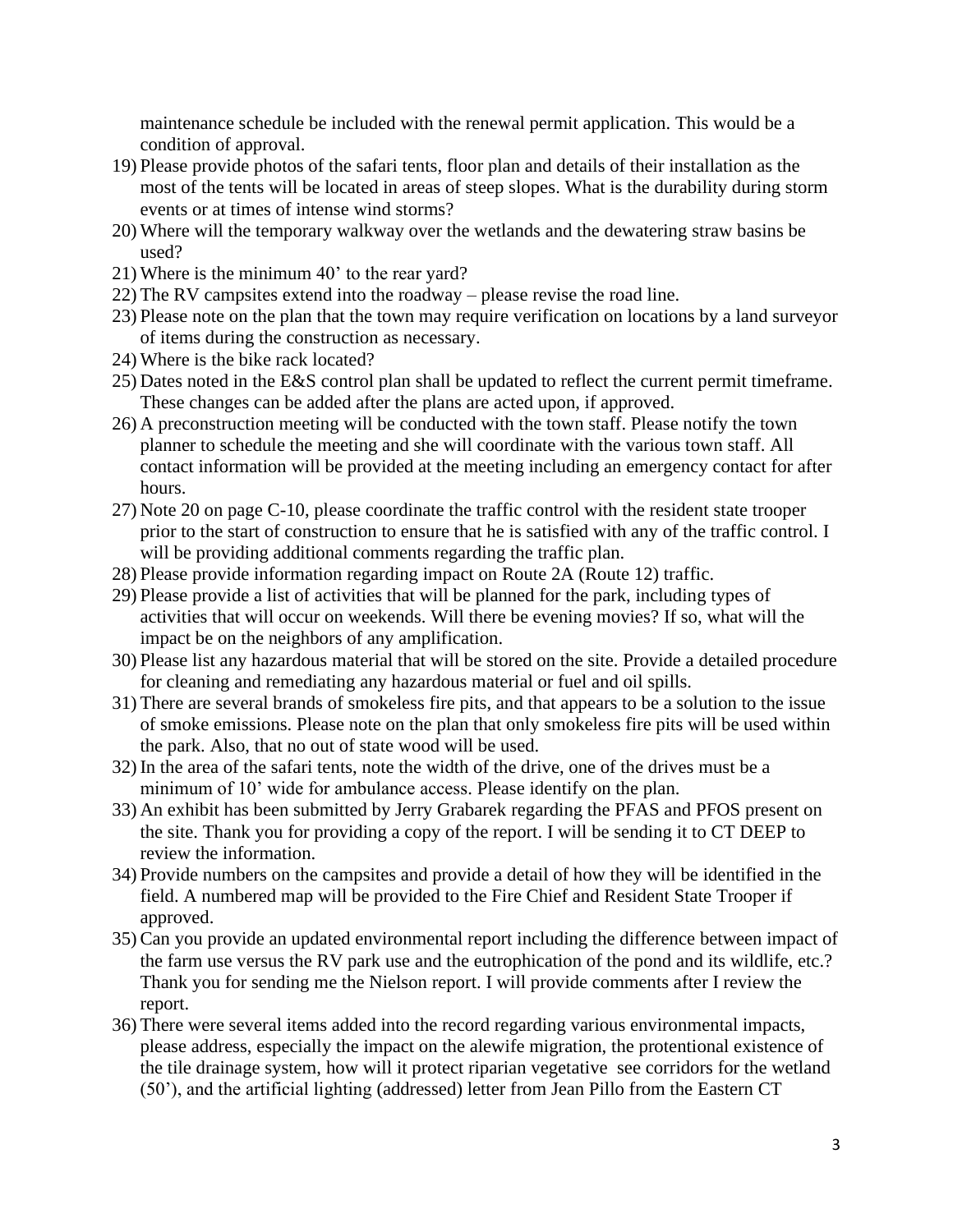maintenance schedule be included with the renewal permit application. This would be a condition of approval.

19) Please provide photos of the safari tents, floor plan and details of their installation as the most of the tents will be located in areas of steep slopes. What is the durability during storm events or at times of intense wind storms?
20) Where will the temporary walkway over the wetlands and the dewatering straw basins be used?
21) Where is the minimum 40' to the rear yard?
22) The RV campsites extend into the roadway – please revise the road line.
23) Please note on the plan that the town may require verification on locations by a land surveyor of items during the construction as necessary.
24) Where is the bike rack located?
25) Dates noted in the E&S control plan shall be updated to reflect the current permit timeframe. These changes can be added after the plans are acted upon, if approved.
26) A preconstruction meeting will be conducted with the town staff. Please notify the town planner to schedule the meeting and she will coordinate with the various town staff. All contact information will be provided at the meeting including an emergency contact for after hours.
27) Note 20 on page C-10, please coordinate the traffic control with the resident state trooper prior to the start of construction to ensure that he is satisfied with any of the traffic control. I will be providing additional comments regarding the traffic plan.
28) Please provide information regarding impact on Route 2A (Route 12) traffic.
29) Please provide a list of activities that will be planned for the park, including types of activities that will occur on weekends. Will there be evening movies? If so, what will the impact be on the neighbors of any amplification.
30) Please list any hazardous material that will be stored on the site. Provide a detailed procedure for cleaning and remediating any hazardous material or fuel and oil spills.
31) There are several brands of smokeless fire pits, and that appears to be a solution to the issue of smoke emissions. Please note on the plan that only smokeless fire pits will be used within the park. Also, that no out of state wood will be used.
32) In the area of the safari tents, note the width of the drive, one of the drives must be a minimum of 10' wide for ambulance access. Please identify on the plan.
33) An exhibit has been submitted by Jerry Grabarek regarding the PFAS and PFOS present on the site. Thank you for providing a copy of the report. I will be sending it to CT DEEP to review the information.
34) Provide numbers on the campsites and provide a detail of how they will be identified in the field. A numbered map will be provided to the Fire Chief and Resident State Trooper if approved.
35) Can you provide an updated environmental report including the difference between impact of the farm use versus the RV park use and the eutrophication of the pond and its wildlife, etc.? Thank you for sending me the Nielson report. I will provide comments after I review the report.
36) There were several items added into the record regarding various environmental impacts, please address, especially the impact on the alewife migration, the protentional existence of the tile drainage system, how will it protect riparian vegetative see corridors for the wetland (50'), and the artificial lighting (addressed) letter from Jean Pillo from the Eastern CT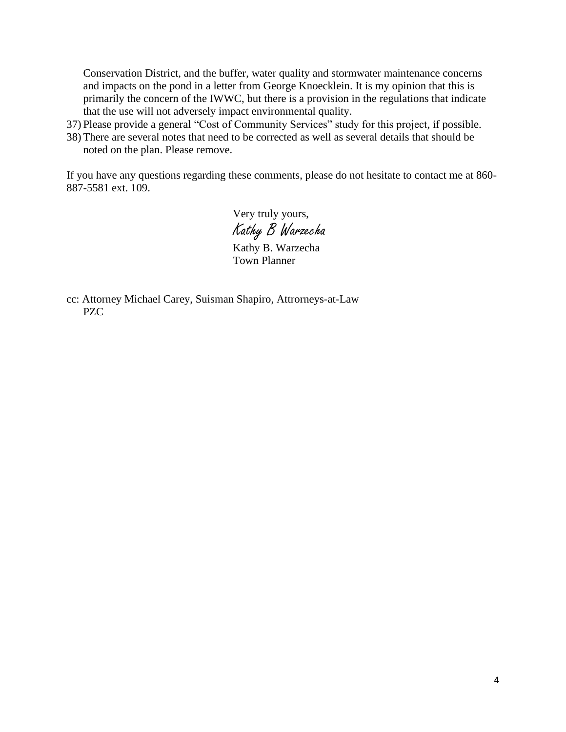Conservation District, and the buffer, water quality and stormwater maintenance concerns and impacts on the pond in a letter from George Knoecklein. It is my opinion that this is primarily the concern of the IWWC, but there is a provision in the regulations that indicate that the use will not adversely impact environmental quality.

37) Please provide a general "Cost of Community Services" study for this project, if possible.
38) There are several notes that need to be corrected as well as several details that should be noted on the plan. Please remove.

If you have any questions regarding these comments, please do not hesitate to contact me at 860-887-5581 ext. 109.

Very truly yours,

*Kathy B Warzecha*

Kathy B. Warzecha
Town Planner

cc: Attorney Michael Carey, Suisman Shapiro, Attrorneys-at-Law
PZC